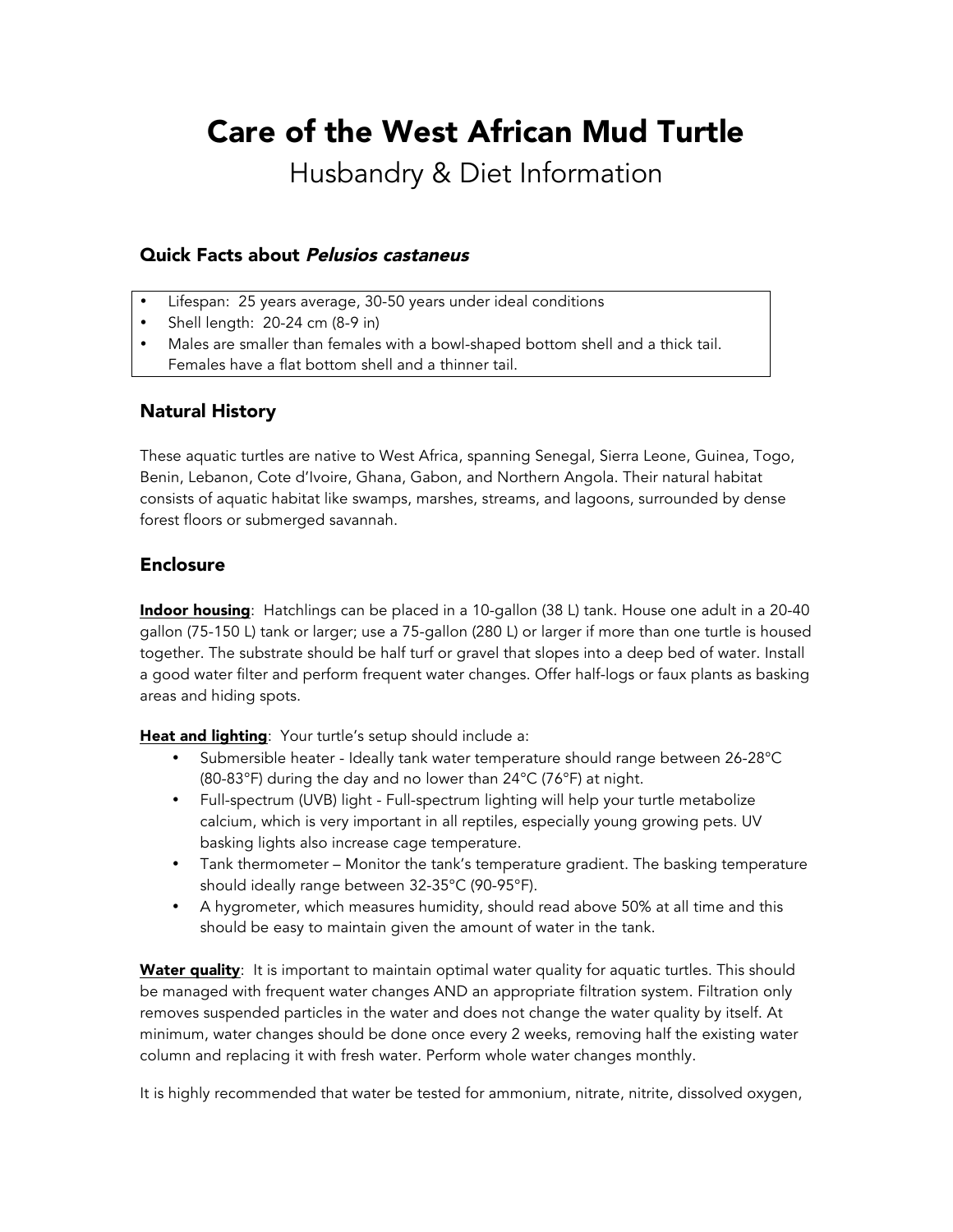# Care of the West African Mud Turtle

Husbandry & Diet Information

### Quick Facts about *Pelusios castaneus*

- Lifespan: 25 years average, 30-50 years under ideal conditions
- Shell length: 20-24 cm (8-9 in)
- Males are smaller than females with a bowl-shaped bottom shell and a thick tail. Females have a flat bottom shell and a thinner tail.

## Natural History

These aquatic turtles are native to West Africa, spanning Senegal, Sierra Leone, Guinea, Togo, Benin, Lebanon, Cote d'Ivoire, Ghana, Gabon, and Northern Angola. Their natural habitat consists of aquatic habitat like swamps, marshes, streams, and lagoons, surrounded by dense forest floors or submerged savannah.

## Enclosure

**Indoor housing**: Hatchlings can be placed in a 10-gallon (38 L) tank. House one adult in a 20-40 gallon (75-150 L) tank or larger; use a 75-gallon (280 L) or larger if more than one turtle is housed together. The substrate should be half turf or gravel that slopes into a deep bed of water. Install a good water filter and perform frequent water changes. Offer half-logs or faux plants as basking areas and hiding spots.

**Heat and lighting**: Your turtle's setup should include a:

- Submersible heater - Ideally tank water temperature should range between 26-28°C (80-83°F) during the day and no lower than 24°C (76°F) at night.
- Full-spectrum (UVB) light - Full-spectrum lighting will help your turtle metabolize calcium, which is very important in all reptiles, especially young growing pets. UV basking lights also increase cage temperature.
- Tank thermometer – Monitor the tank's temperature gradient. The basking temperature should ideally range between 32-35°C (90-95°F).
- A hygrometer, which measures humidity, should read above 50% at all time and this should be easy to maintain given the amount of water in the tank.

**Water quality**: It is important to maintain optimal water quality for aquatic turtles. This should be managed with frequent water changes AND an appropriate filtration system. Filtration only removes suspended particles in the water and does not change the water quality by itself. At minimum, water changes should be done once every 2 weeks, removing half the existing water column and replacing it with fresh water. Perform whole water changes monthly.

It is highly recommended that water be tested for ammonium, nitrate, nitrite, dissolved oxygen,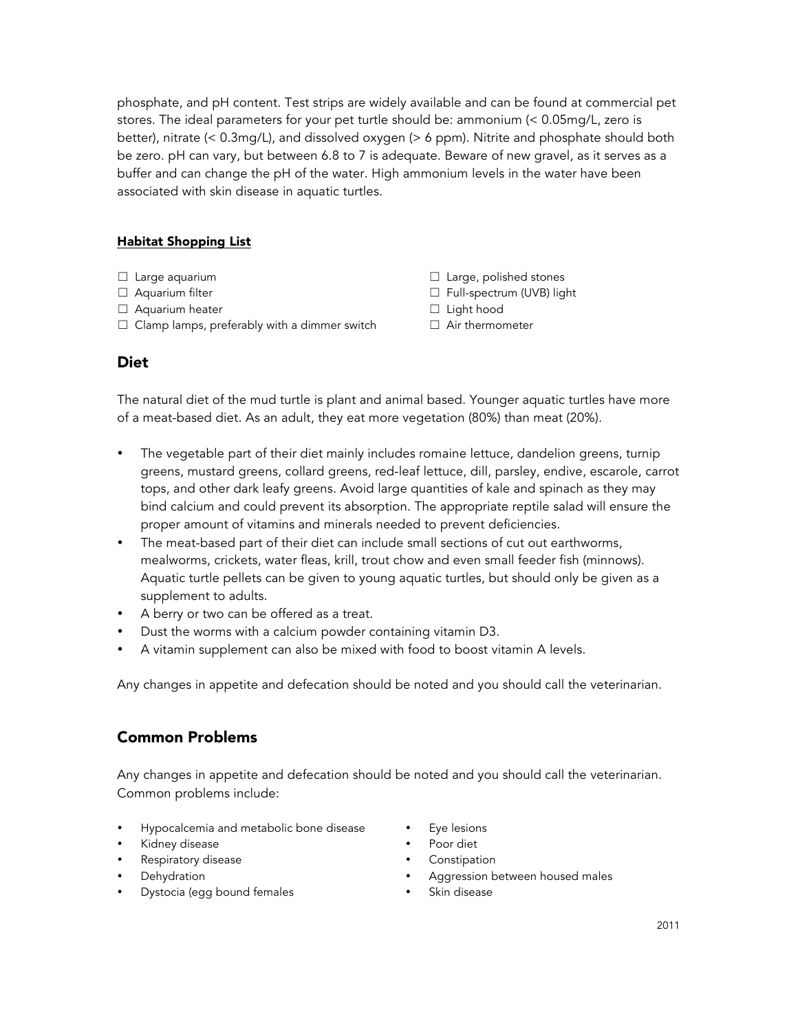phosphate, and pH content. Test strips are widely available and can be found at commercial pet stores. The ideal parameters for your pet turtle should be: ammonium (< 0.05mg/L, zero is better), nitrate (< 0.3mg/L), and dissolved oxygen (> 6 ppm). Nitrite and phosphate should both be zero. pH can vary, but between 6.8 to 7 is adequate. Beware of new gravel, as it serves as a buffer and can change the pH of the water. High ammonium levels in the water have been associated with skin disease in aquatic turtles.

**Habitat Shopping List**

- ☐ Large aquarium
- ☐ Aquarium filter
- ☐ Aquarium heater
- ☐ Clamp lamps, preferably with a dimmer switch
- ☐ Large, polished stones
- ☐ Full-spectrum (UVB) light
- ☐ Light hood
- ☐ Air thermometer

## Diet

The natural diet of the mud turtle is plant and animal based. Younger aquatic turtles have more of a meat-based diet. As an adult, they eat more vegetation (80%) than meat (20%).

- The vegetable part of their diet mainly includes romaine lettuce, dandelion greens, turnip greens, mustard greens, collard greens, red-leaf lettuce, dill, parsley, endive, escarole, carrot tops, and other dark leafy greens. Avoid large quantities of kale and spinach as they may bind calcium and could prevent its absorption. The appropriate reptile salad will ensure the proper amount of vitamins and minerals needed to prevent deficiencies.
- The meat-based part of their diet can include small sections of cut out earthworms, mealworms, crickets, water fleas, krill, trout chow and even small feeder fish (minnows). Aquatic turtle pellets can be given to young aquatic turtles, but should only be given as a supplement to adults.
- A berry or two can be offered as a treat.
- Dust the worms with a calcium powder containing vitamin D3.
- A vitamin supplement can also be mixed with food to boost vitamin A levels.

Any changes in appetite and defecation should be noted and you should call the veterinarian.

## Common Problems

Any changes in appetite and defecation should be noted and you should call the veterinarian. Common problems include:

- Hypocalcemia and metabolic bone disease
- Kidney disease
- Respiratory disease
- Dehydration
- Dystocia (egg bound females
- Eye lesions
- Poor diet
- Constipation
- Aggression between housed males
- Skin disease

2011